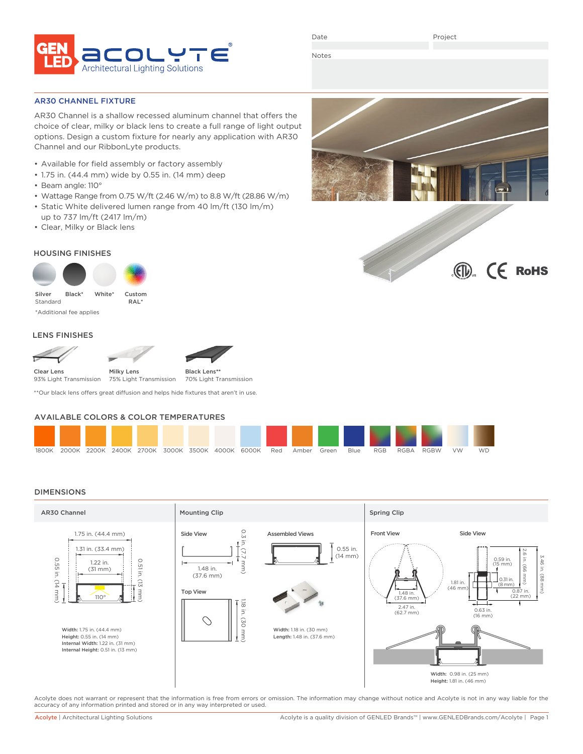GEN LED ACOLYTE® Architectural Lighting Solutions

Date | Project

Notes

## AR30 CHANNEL FIXTURE

AR30 Channel is a shallow recessed aluminum channel that offers the choice of clear, milky or black lens to create a full range of light output options. Design a custom fixture for nearly any application with AR30 Channel and our RibbonLyte products.

- Available for field assembly or factory assembly
- 1.75 in. (44.4 mm) wide by 0.55 in. (14 mm) deep
- Beam angle: 110°
- Wattage Range from 0.75 W/ft (2.46 W/m) to 8.8 W/ft (28.86 W/m)
- Static White delivered lumen range from 40 lm/ft (130 lm/m) up to 737 lm/ft (2417 lm/m)
- Clear, Milky or Black lens

### HOUSING FINISHES

Silver Standard | Black* | White* | Custom RAL*

*Additional fee applies

### LENS FINISHES

- Clear Lens — 93% Light Transmission
- Milky Lens — 75% Light Transmission
- Black Lens** — 70% Light Transmission

**Our black lens offers great diffusion and helps hide fixtures that aren't in use.

### AVAILABLE COLORS & COLOR TEMPERATURES

1800K | 2000K | 2200K | 2400K | 2700K | 3000K | 3500K | 4000K | 6000K | Red | Amber | Green | Blue | RGB | RGBA | RGBW | VW | WD

### DIMENSIONS

**AR30 Channel**

1.75 in. (44.4 mm); 1.31 in. (33.4 mm); 1.22 in. (31 mm); 0.55 in. (14 mm); 0.51 in. (13 mm); 110°

Width: 1.75 in. (44.4 mm)
Height: 0.55 in. (14 mm)
Internal Width: 1.22 in. (31 mm)
Internal Height: 0.51 in. (13 mm)

**Mounting Clip**

Side View: 1.48 in. (37.6 mm); 0.3 in. (7.7 mm)

Top View: 1.18 in. (30 mm)

Assembled Views: 0.55 in. (14 mm)

Width: 1.18 in. (30 mm)
Length: 1.48 in. (37.6 mm)

**Spring Clip**

Front View: 1.48 in. (37.6 mm); 2.47 in. (62.7 mm)

Side View: 0.59 in. (15 mm); 0.31 in. (8 mm); 0.87 in. (22 mm); 1.81 in. (46 mm); 2.6 in. (66 mm); 3.46 in. (88 mm); 0.63 in. (16 mm)

Width: 0.98 in. (25 mm)
Height: 1.81 in. (46 mm)

Acolyte does not warrant or represent that the information is free from errors or omission. The information may change without notice and Acolyte is not in any way liable for the accuracy of any information printed and stored or in any way interpreted or used.

Acolyte | Architectural Lighting Solutions — Acolyte is a quality division of GENLED Brands™ | www.GENLEDBrands.com/Acolyte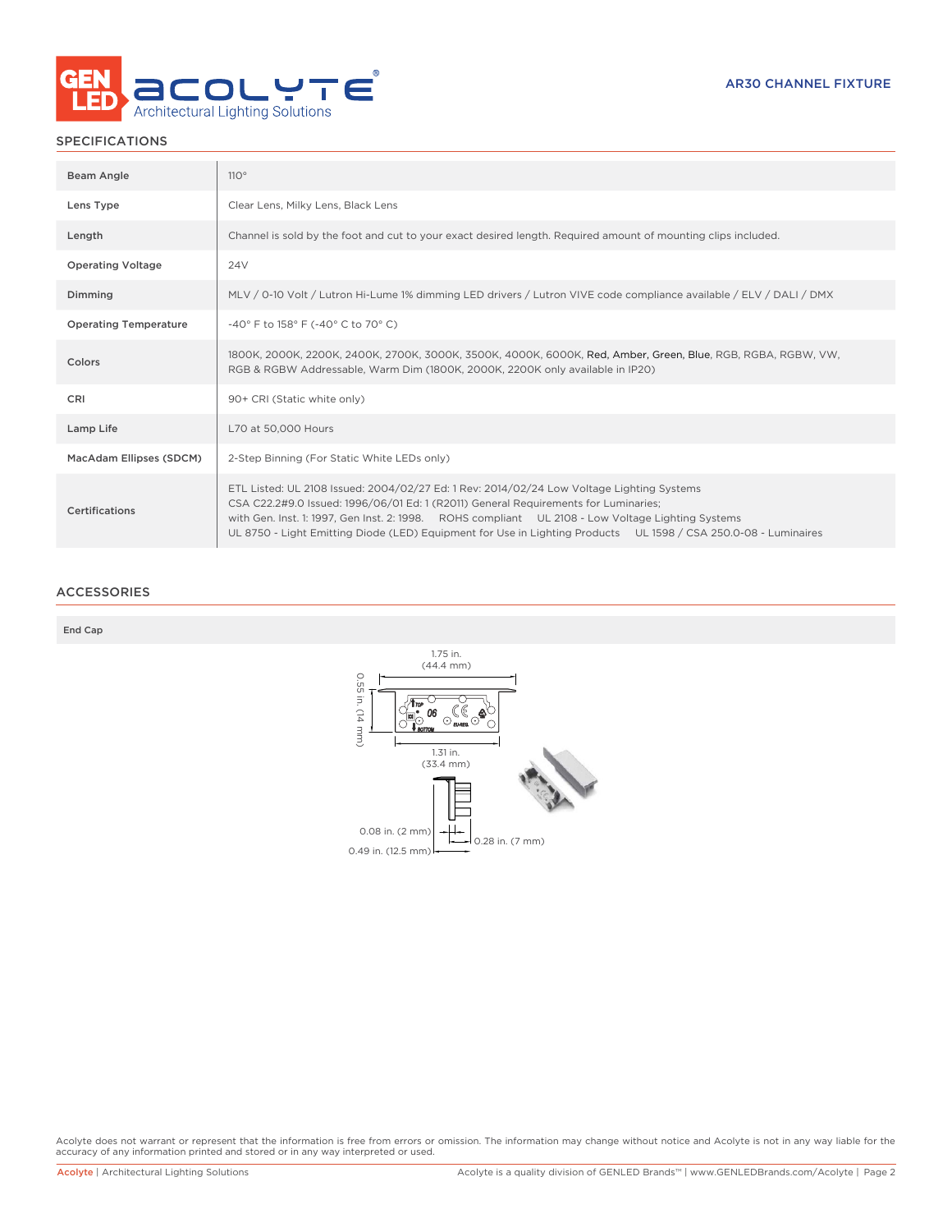AR30 CHANNEL FIXTURE

## SPECIFICATIONS

| | |
|---|---|
| Beam Angle | 110° |
| Lens Type | Clear Lens, Milky Lens, Black Lens |
| Length | Channel is sold by the foot and cut to your exact desired length. Required amount of mounting clips included. |
| Operating Voltage | 24V |
| Dimming | MLV / 0-10 Volt / Lutron Hi-Lume 1% dimming LED drivers / Lutron VIVE code compliance available / ELV / DALI / DMX |
| Operating Temperature | -40° F to 158° F (-40° C to 70° C) |
| Colors | 1800K, 2000K, 2200K, 2400K, 2700K, 3000K, 3500K, 4000K, 6000K, Red, Amber, Green, Blue, RGB, RGBA, RGBW, VW, RGB & RGBW Addressable, Warm Dim (1800K, 2000K, 2200K only available in IP20) |
| CRI | 90+ CRI (Static white only) |
| Lamp Life | L70 at 50,000 Hours |
| MacAdam Ellipses (SDCM) | 2-Step Binning (For Static White LEDs only) |
| Certifications | ETL Listed: UL 2108 Issued: 2004/02/27 Ed: 1 Rev: 2014/02/24 Low Voltage Lighting Systems<br>CSA C22.2#9.0 Issued: 1996/06/01 Ed: 1 (R2011) General Requirements for Luminaries;<br>with Gen. Inst. 1: 1997, Gen Inst. 2: 1998. ROHS compliant UL 2108 - Low Voltage Lighting Systems<br>UL 8750 - Light Emitting Diode (LED) Equipment for Use in Lighting Products UL 1598 / CSA 250.0-08 - Luminaires |

## ACCESSORIES

**End Cap**

1.75 in. (44.4 mm)

0.55 in. (14 mm)

1.31 in. (33.4 mm)

0.08 in. (2 mm)

0.28 in. (7 mm)

0.49 in. (12.5 mm)

Acolyte does not warrant or represent that the information is free from errors or omission. The information may change without notice and Acolyte is not in any way liable for the accuracy of any information printed and stored or in any way interpreted or used.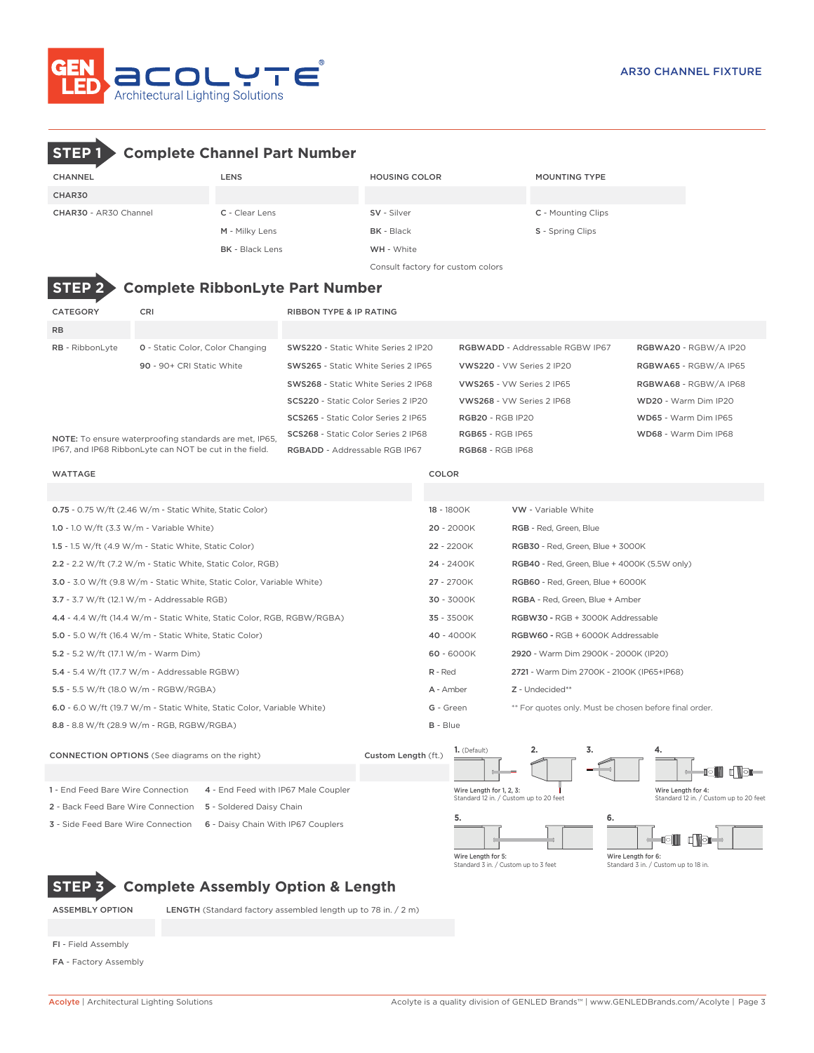AR30 CHANNEL FIXTURE

## STEP 1 Complete Channel Part Number

| CHANNEL | LENS | HOUSING COLOR | MOUNTING TYPE |
|---|---|---|---|
| CHAR30 | | | |
| CHAR30 - AR30 Channel | C - Clear Lens | SV - Silver | C - Mounting Clips |
| | M - Milky Lens | BK - Black | S - Spring Clips |
| | BK - Black Lens | WH - White | |
| | | Consult factory for custom colors | |

## STEP 2 Complete RibbonLyte Part Number

| CATEGORY | CRI | RIBBON TYPE & IP RATING | | |
|---|---|---|---|---|
| RB | | | | |
| RB - RibbonLyte | 0 - Static Color, Color Changing | SWS220 - Static White Series 2 IP20 | RGBWADD - Addressable RGBW IP67 | RGBWA20 - RGBW/A IP20 |
| | 90 - 90+ CRI Static White | SWS265 - Static White Series 2 IP65 | VWS220 - VW Series 2 IP20 | RGBWA65 - RGBW/A IP65 |
| | | SWS268 - Static White Series 2 IP68 | VWS265 - VW Series 2 IP65 | RGBWA68 - RGBW/A IP68 |
| | | SCS220 - Static Color Series 2 IP20 | VWS268 - VW Series 2 IP68 | WD20 - Warm Dim IP20 |
| | | SCS265 - Static Color Series 2 IP65 | RGB20 - RGB IP20 | WD65 - Warm Dim IP65 |
| | | SCS268 - Static Color Series 2 IP68 | RGB65 - RGB IP65 | WD68 - Warm Dim IP68 |
| | | RGBADD - Addressable RGB IP67 | RGB68 - RGB IP68 | |

**NOTE:** To ensure waterproofing standards are met, IP65, IP67, and IP68 RibbonLyte can NOT be cut in the field.

| WATTAGE | COLOR | |
|---|---|---|
| | | |
| 0.75 - 0.75 W/ft (2.46 W/m - Static White, Static Color) | 18 - 1800K | VW - Variable White |
| 1.0 - 1.0 W/ft (3.3 W/m - Variable White) | 20 - 2000K | RGB - Red, Green, Blue |
| 1.5 - 1.5 W/ft (4.9 W/m - Static White, Static Color) | 22 - 2200K | RGB30 - Red, Green, Blue + 3000K |
| 2.2 - 2.2 W/ft (7.2 W/m - Static White, Static Color, RGB) | 24 - 2400K | RGB40 - Red, Green, Blue + 4000K (5.5W only) |
| 3.0 - 3.0 W/ft (9.8 W/m - Static White, Static Color, Variable White) | 27 - 2700K | RGB60 - Red, Green, Blue + 6000K |
| 3.7 - 3.7 W/ft (12.1 W/m - Addressable RGB) | 30 - 3000K | RGBA - Red, Green, Blue + Amber |
| 4.4 - 4.4 W/ft (14.4 W/m - Static White, Static Color, RGB, RGBW/RGBA) | 35 - 3500K | RGBW30 - RGB + 3000K Addressable |
| 5.0 - 5.0 W/ft (16.4 W/m - Static White, Static Color) | 40 - 4000K | RGBW60 - RGB + 6000K Addressable |
| 5.2 - 5.2 W/ft (17.1 W/m - Warm Dim) | 60 - 6000K | 2920 - Warm Dim 2900K - 2000K (IP20) |
| 5.4 - 5.4 W/ft (17.7 W/m - Addressable RGBW) | R - Red | 2721 - Warm Dim 2700K - 2100K (IP65+IP68) |
| 5.5 - 5.5 W/ft (18.0 W/m - RGBW/RGBA) | A - Amber | Z - Undecided** |
| 6.0 - 6.0 W/ft (19.7 W/m - Static White, Static Color, Variable White) | G - Green | ** For quotes only. Must be chosen before final order. |
| 8.8 - 8.8 W/ft (28.9 W/m - RGB, RGBW/RGBA) | B - Blue | |

| CONNECTION OPTIONS (See diagrams on the right) | | Custom Length (ft.) |
|---|---|---|
| | | |
| 1 - End Feed Bare Wire Connection | 4 - End Feed with IP67 Male Coupler | |
| 2 - Back Feed Bare Wire Connection | 5 - Soldered Daisy Chain | |
| 3 - Side Feed Bare Wire Connection | 6 - Daisy Chain With IP67 Couplers | |

1. (Default) 2. 3.

Wire Length for 1, 2, 3:
Standard 12 in. / Custom up to 20 feet

4.

Wire Length for 4:
Standard 12 in. / Custom up to 20 feet

5.

Wire Length for 5:
Standard 3 in. / Custom up to 3 feet

6.

Wire Length for 6:
Standard 3 in. / Custom up to 18 in.

## STEP 3 Complete Assembly Option & Length

| ASSEMBLY OPTION | LENGTH (Standard factory assembled length up to 78 in. / 2 m) |
|---|---|
| | |
| FI - Field Assembly | |
| FA - Factory Assembly | |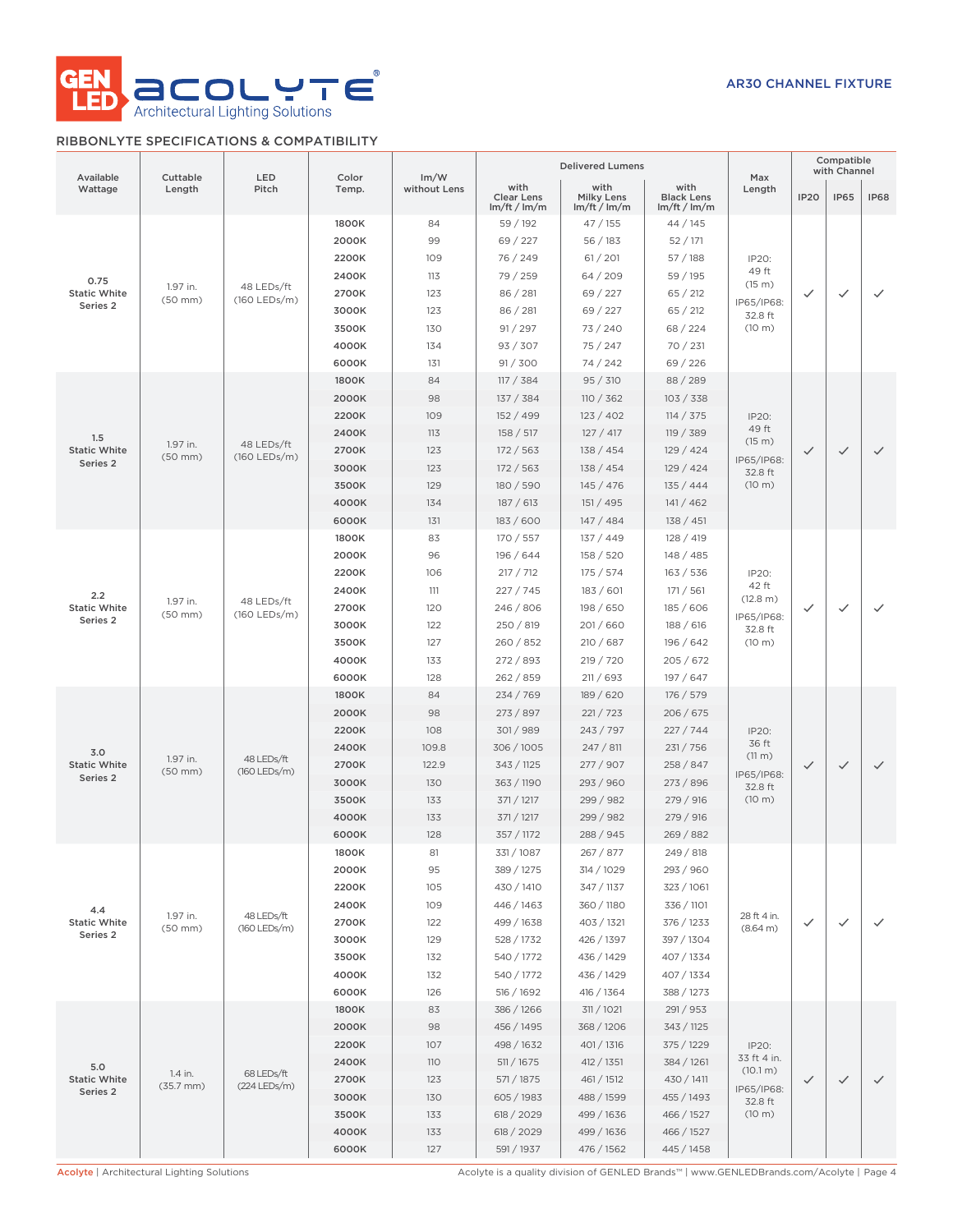AR30 CHANNEL FIXTURE

## RIBBONLYTE SPECIFICATIONS & COMPATIBILITY

| Available Wattage | Cuttable Length | LED Pitch | Color Temp. | lm/W without Lens | Delivered Lumens with Clear Lens lm/ft / lm/m | Delivered Lumens with Milky Lens lm/ft / lm/m | Delivered Lumens with Black Lens lm/ft / lm/m | Max Length | Compatible with Channel IP20 | Compatible with Channel IP65 | Compatible with Channel IP68 |
|---|---|---|---|---|---|---|---|---|---|---|---|
| 0.75 Static White Series 2 | 1.97 in. (50 mm) | 48 LEDs/ft (160 LEDs/m) | 1800K | 84 | 59 / 192 | 47 / 155 | 44 / 145 | IP20: 49 ft (15 m) IP65/IP68: 32.8 ft (10 m) | ✓ | ✓ | ✓ |
| | | | 2000K | 99 | 69 / 227 | 56 / 183 | 52 / 171 | | | | |
| | | | 2200K | 109 | 76 / 249 | 61 / 201 | 57 / 188 | | | | |
| | | | 2400K | 113 | 79 / 259 | 64 / 209 | 59 / 195 | | | | |
| | | | 2700K | 123 | 86 / 281 | 69 / 227 | 65 / 212 | | | | |
| | | | 3000K | 123 | 86 / 281 | 69 / 227 | 65 / 212 | | | | |
| | | | 3500K | 130 | 91 / 297 | 73 / 240 | 68 / 224 | | | | |
| | | | 4000K | 134 | 93 / 307 | 75 / 247 | 70 / 231 | | | | |
| | | | 6000K | 131 | 91 / 300 | 74 / 242 | 69 / 226 | | | | |
| 1.5 Static White Series 2 | 1.97 in. (50 mm) | 48 LEDs/ft (160 LEDs/m) | 1800K | 84 | 117 / 384 | 95 / 310 | 88 / 289 | IP20: 49 ft (15 m) IP65/IP68: 32.8 ft (10 m) | ✓ | ✓ | ✓ |
| | | | 2000K | 98 | 137 / 384 | 110 / 362 | 103 / 338 | | | | |
| | | | 2200K | 109 | 152 / 499 | 123 / 402 | 114 / 375 | | | | |
| | | | 2400K | 113 | 158 / 517 | 127 / 417 | 119 / 389 | | | | |
| | | | 2700K | 123 | 172 / 563 | 138 / 454 | 129 / 424 | | | | |
| | | | 3000K | 123 | 172 / 563 | 138 / 454 | 129 / 424 | | | | |
| | | | 3500K | 129 | 180 / 590 | 145 / 476 | 135 / 444 | | | | |
| | | | 4000K | 134 | 187 / 613 | 151 / 495 | 141 / 462 | | | | |
| | | | 6000K | 131 | 183 / 600 | 147 / 484 | 138 / 451 | | | | |
| 2.2 Static White Series 2 | 1.97 in. (50 mm) | 48 LEDs/ft (160 LEDs/m) | 1800K | 83 | 170 / 557 | 137 / 449 | 128 / 419 | IP20: 42 ft (12.8 m) IP65/IP68: 32.8 ft (10 m) | ✓ | ✓ | ✓ |
| | | | 2000K | 96 | 196 / 644 | 158 / 520 | 148 / 485 | | | | |
| | | | 2200K | 106 | 217 / 712 | 175 / 574 | 163 / 536 | | | | |
| | | | 2400K | 111 | 227 / 745 | 183 / 601 | 171 / 561 | | | | |
| | | | 2700K | 120 | 246 / 806 | 198 / 650 | 185 / 606 | | | | |
| | | | 3000K | 122 | 250 / 819 | 201 / 660 | 188 / 616 | | | | |
| | | | 3500K | 127 | 260 / 852 | 210 / 687 | 196 / 642 | | | | |
| | | | 4000K | 133 | 272 / 893 | 219 / 720 | 205 / 672 | | | | |
| | | | 6000K | 128 | 262 / 859 | 211 / 693 | 197 / 647 | | | | |
| 3.0 Static White Series 2 | 1.97 in. (50 mm) | 48 LEDs/ft (160 LEDs/m) | 1800K | 84 | 234 / 769 | 189 / 620 | 176 / 579 | IP20: 36 ft (11 m) IP65/IP68: 32.8 ft (10 m) | ✓ | ✓ | ✓ |
| | | | 2000K | 98 | 273 / 897 | 221 / 723 | 206 / 675 | | | | |
| | | | 2200K | 108 | 301 / 989 | 243 / 797 | 227 / 744 | | | | |
| | | | 2400K | 109.8 | 306 / 1005 | 247 / 811 | 231 / 756 | | | | |
| | | | 2700K | 122.9 | 343 / 1125 | 277 / 907 | 258 / 847 | | | | |
| | | | 3000K | 130 | 363 / 1190 | 293 / 960 | 273 / 896 | | | | |
| | | | 3500K | 133 | 371 / 1217 | 299 / 982 | 279 / 916 | | | | |
| | | | 4000K | 133 | 371 / 1217 | 299 / 982 | 279 / 916 | | | | |
| | | | 6000K | 128 | 357 / 1172 | 288 / 945 | 269 / 882 | | | | |
| 4.4 Static White Series 2 | 1.97 in. (50 mm) | 48 LEDs/ft (160 LEDs/m) | 1800K | 81 | 331 / 1087 | 267 / 877 | 249 / 818 | 28 ft 4 in. (8.64 m) | ✓ | ✓ | ✓ |
| | | | 2000K | 95 | 389 / 1275 | 314 / 1029 | 293 / 960 | | | | |
| | | | 2200K | 105 | 430 / 1410 | 347 / 1137 | 323 / 1061 | | | | |
| | | | 2400K | 109 | 446 / 1463 | 360 / 1180 | 336 / 1101 | | | | |
| | | | 2700K | 122 | 499 / 1638 | 403 / 1321 | 376 / 1233 | | | | |
| | | | 3000K | 129 | 528 / 1732 | 426 / 1397 | 397 / 1304 | | | | |
| | | | 3500K | 132 | 540 / 1772 | 436 / 1429 | 407 / 1334 | | | | |
| | | | 4000K | 132 | 540 / 1772 | 436 / 1429 | 407 / 1334 | | | | |
| | | | 6000K | 126 | 516 / 1692 | 416 / 1364 | 388 / 1273 | | | | |
| 5.0 Static White Series 2 | 1.4 in. (35.7 mm) | 68 LEDs/ft (224 LEDs/m) | 1800K | 83 | 386 / 1266 | 311 / 1021 | 291 / 953 | IP20: 33 ft 4 in. (10.1 m) IP65/IP68: 32.8 ft (10 m) | ✓ | ✓ | ✓ |
| | | | 2000K | 98 | 456 / 1495 | 368 / 1206 | 343 / 1125 | | | | |
| | | | 2200K | 107 | 498 / 1632 | 401 / 1316 | 375 / 1229 | | | | |
| | | | 2400K | 110 | 511 / 1675 | 412 / 1351 | 384 / 1261 | | | | |
| | | | 2700K | 123 | 571 / 1875 | 461 / 1512 | 430 / 1411 | | | | |
| | | | 3000K | 130 | 605 / 1983 | 488 / 1599 | 455 / 1493 | | | | |
| | | | 3500K | 133 | 618 / 2029 | 499 / 1636 | 466 / 1527 | | | | |
| | | | 4000K | 133 | 618 / 2029 | 499 / 1636 | 466 / 1527 | | | | |
| | | | 6000K | 127 | 591 / 1937 | 476 / 1562 | 445 / 1458 | | | | |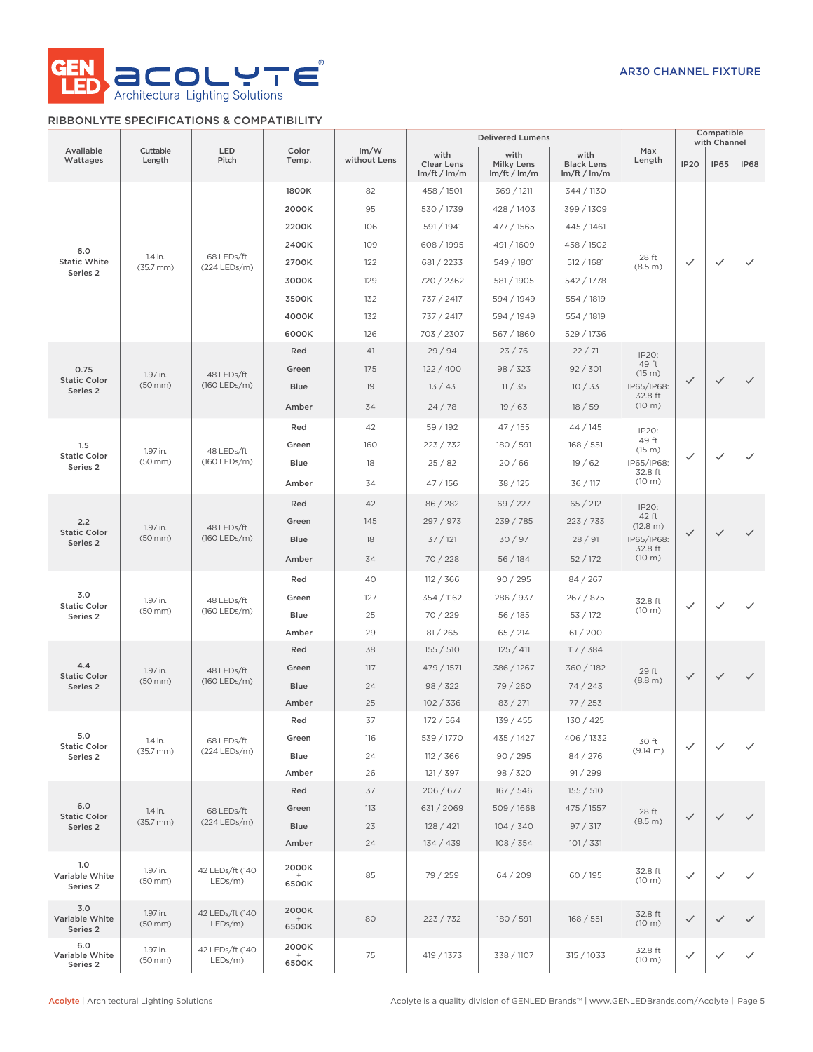AR30 CHANNEL FIXTURE

## RIBBONLYTE SPECIFICATIONS & COMPATIBILITY

| Available Wattages | Cuttable Length | LED Pitch | Color Temp. | lm/W without Lens | Delivered Lumens | | | Max Length | Compatible with Channel | | |
|---|---|---|---|---|---|---|---|---|---|---|---|
| | | | | | with Clear Lens lm/ft / lm/m | with Milky Lens lm/ft / lm/m | with Black Lens lm/ft / lm/m | | IP20 | IP65 | IP68 |
| 6.0 Static White Series 2 | 1.4 in. (35.7 mm) | 68 LEDs/ft (224 LEDs/m) | 1800K | 82 | 458 / 1501 | 369 / 1211 | 344 / 1130 | 28 ft (8.5 m) | ✓ | ✓ | ✓ |
| | | | 2000K | 95 | 530 / 1739 | 428 / 1403 | 399 / 1309 | | | | |
| | | | 2200K | 106 | 591 / 1941 | 477 / 1565 | 445 / 1461 | | | | |
| | | | 2400K | 109 | 608 / 1995 | 491 / 1609 | 458 / 1502 | | | | |
| | | | 2700K | 122 | 681 / 2233 | 549 / 1801 | 512 / 1681 | | | | |
| | | | 3000K | 129 | 720 / 2362 | 581 / 1905 | 542 / 1778 | | | | |
| | | | 3500K | 132 | 737 / 2417 | 594 / 1949 | 554 / 1819 | | | | |
| | | | 4000K | 132 | 737 / 2417 | 594 / 1949 | 554 / 1819 | | | | |
| | | | 6000K | 126 | 703 / 2307 | 567 / 1860 | 529 / 1736 | | | | |
| 0.75 Static Color Series 2 | 1.97 in. (50 mm) | 48 LEDs/ft (160 LEDs/m) | Red | 41 | 29 / 94 | 23 / 76 | 22 / 71 | IP20: 49 ft (15 m) IP65/IP68: 32.8 ft (10 m) | ✓ | ✓ | ✓ |
| | | | Green | 175 | 122 / 400 | 98 / 323 | 92 / 301 | | | | |
| | | | Blue | 19 | 13 / 43 | 11 / 35 | 10 / 33 | | | | |
| | | | Amber | 34 | 24 / 78 | 19 / 63 | 18 / 59 | | | | |
| 1.5 Static Color Series 2 | 1.97 in. (50 mm) | 48 LEDs/ft (160 LEDs/m) | Red | 42 | 59 / 192 | 47 / 155 | 44 / 145 | IP20: 49 ft (15 m) IP65/IP68: 32.8 ft (10 m) | ✓ | ✓ | ✓ |
| | | | Green | 160 | 223 / 732 | 180 / 591 | 168 / 551 | | | | |
| | | | Blue | 18 | 25 / 82 | 20 / 66 | 19 / 62 | | | | |
| | | | Amber | 34 | 47 / 156 | 38 / 125 | 36 / 117 | | | | |
| 2.2 Static Color Series 2 | 1.97 in. (50 mm) | 48 LEDs/ft (160 LEDs/m) | Red | 42 | 86 / 282 | 69 / 227 | 65 / 212 | IP20: 42 ft (12.8 m) IP65/IP68: 32.8 ft (10 m) | ✓ | ✓ | ✓ |
| | | | Green | 145 | 297 / 973 | 239 / 785 | 223 / 733 | | | | |
| | | | Blue | 18 | 37 / 121 | 30 / 97 | 28 / 91 | | | | |
| | | | Amber | 34 | 70 / 228 | 56 / 184 | 52 / 172 | | | | |
| 3.0 Static Color Series 2 | 1.97 in. (50 mm) | 48 LEDs/ft (160 LEDs/m) | Red | 40 | 112 / 366 | 90 / 295 | 84 / 267 | 32.8 ft (10 m) | ✓ | ✓ | ✓ |
| | | | Green | 127 | 354 / 1162 | 286 / 937 | 267 / 875 | | | | |
| | | | Blue | 25 | 70 / 229 | 56 / 185 | 53 / 172 | | | | |
| | | | Amber | 29 | 81 / 265 | 65 / 214 | 61 / 200 | | | | |
| 4.4 Static Color Series 2 | 1.97 in. (50 mm) | 48 LEDs/ft (160 LEDs/m) | Red | 38 | 155 / 510 | 125 / 411 | 117 / 384 | 29 ft (8.8 m) | ✓ | ✓ | ✓ |
| | | | Green | 117 | 479 / 1571 | 386 / 1267 | 360 / 1182 | | | | |
| | | | Blue | 24 | 98 / 322 | 79 / 260 | 74 / 243 | | | | |
| | | | Amber | 25 | 102 / 336 | 83 / 271 | 77 / 253 | | | | |
| 5.0 Static Color Series 2 | 1.4 in. (35.7 mm) | 68 LEDs/ft (224 LEDs/m) | Red | 37 | 172 / 564 | 139 / 455 | 130 / 425 | 30 ft (9.14 m) | ✓ | ✓ | ✓ |
| | | | Green | 116 | 539 / 1770 | 435 / 1427 | 406 / 1332 | | | | |
| | | | Blue | 24 | 112 / 366 | 90 / 295 | 84 / 276 | | | | |
| | | | Amber | 26 | 121 / 397 | 98 / 320 | 91 / 299 | | | | |
| 6.0 Static Color Series 2 | 1.4 in. (35.7 mm) | 68 LEDs/ft (224 LEDs/m) | Red | 37 | 206 / 677 | 167 / 546 | 155 / 510 | 28 ft (8.5 m) | ✓ | ✓ | ✓ |
| | | | Green | 113 | 631 / 2069 | 509 / 1668 | 475 / 1557 | | | | |
| | | | Blue | 23 | 128 / 421 | 104 / 340 | 97 / 317 | | | | |
| | | | Amber | 24 | 134 / 439 | 108 / 354 | 101 / 331 | | | | |
| 1.0 Variable White Series 2 | 1.97 in. (50 mm) | 42 LEDs/ft (140 LEDs/m) | 2000K + 6500K | 85 | 79 / 259 | 64 / 209 | 60 / 195 | 32.8 ft (10 m) | ✓ | ✓ | ✓ |
| 3.0 Variable White Series 2 | 1.97 in. (50 mm) | 42 LEDs/ft (140 LEDs/m) | 2000K + 6500K | 80 | 223 / 732 | 180 / 591 | 168 / 551 | 32.8 ft (10 m) | ✓ | ✓ | ✓ |
| 6.0 Variable White Series 2 | 1.97 in. (50 mm) | 42 LEDs/ft (140 LEDs/m) | 2000K + 6500K | 75 | 419 / 1373 | 338 / 1107 | 315 / 1033 | 32.8 ft (10 m) | ✓ | ✓ | ✓ |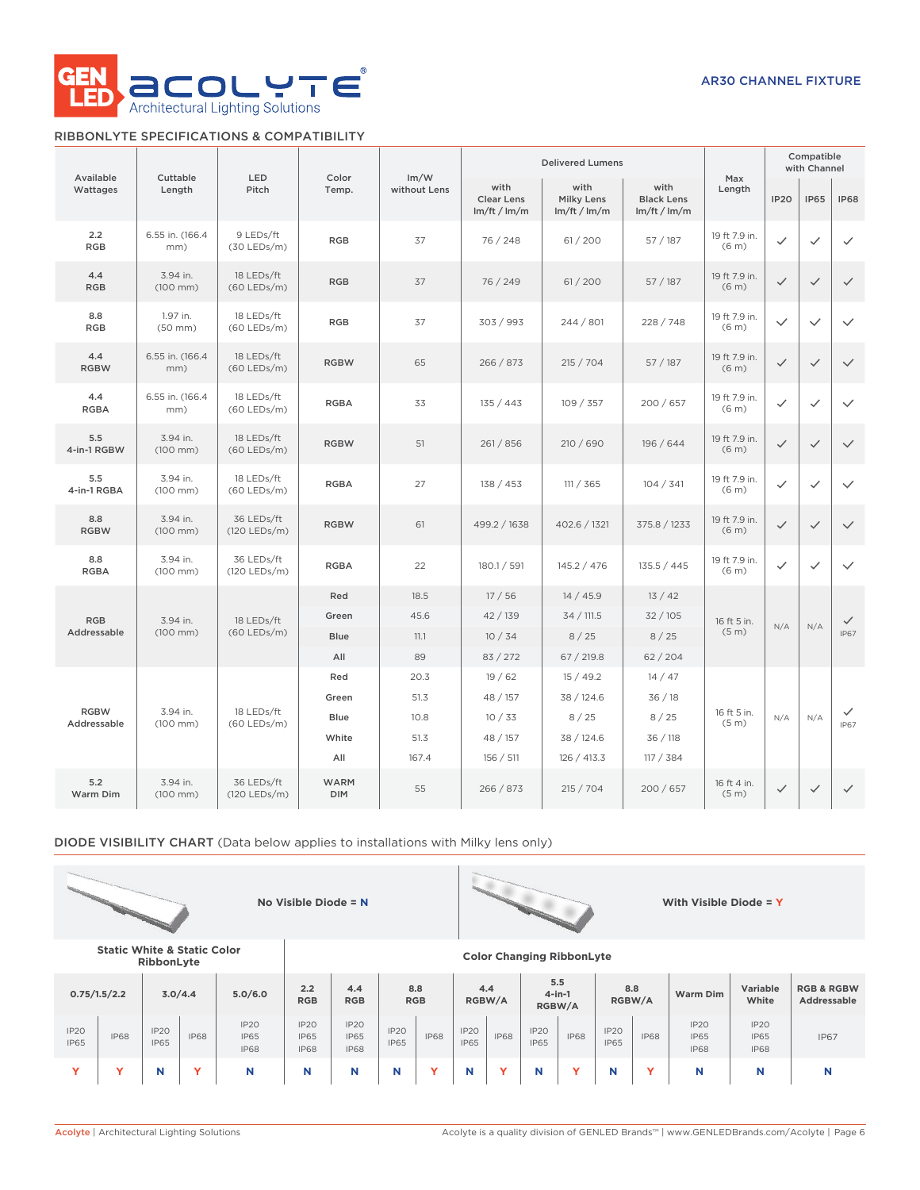AR30 CHANNEL FIXTURE

## RIBBONLYTE SPECIFICATIONS & COMPATIBILITY

| Available Wattages | Cuttable Length | LED Pitch | Color Temp. | lm/W without Lens | Delivered Lumens with Clear Lens lm/ft / lm/m | Delivered Lumens with Milky Lens lm/ft / lm/m | Delivered Lumens with Black Lens lm/ft / lm/m | Max Length | Compatible with Channel IP20 | Compatible with Channel IP65 | Compatible with Channel IP68 |
|---|---|---|---|---|---|---|---|---|---|---|---|
| 2.2 RGB | 6.55 in. (166.4 mm) | 9 LEDs/ft (30 LEDs/m) | RGB | 37 | 76 / 248 | 61 / 200 | 57 / 187 | 19 ft 7.9 in. (6 m) | ✓ | ✓ | ✓ |
| 4.4 RGB | 3.94 in. (100 mm) | 18 LEDs/ft (60 LEDs/m) | RGB | 37 | 76 / 249 | 61 / 200 | 57 / 187 | 19 ft 7.9 in. (6 m) | ✓ | ✓ | ✓ |
| 8.8 RGB | 1.97 in. (50 mm) | 18 LEDs/ft (60 LEDs/m) | RGB | 37 | 303 / 993 | 244 / 801 | 228 / 748 | 19 ft 7.9 in. (6 m) | ✓ | ✓ | ✓ |
| 4.4 RGBW | 6.55 in. (166.4 mm) | 18 LEDs/ft (60 LEDs/m) | RGBW | 65 | 266 / 873 | 215 / 704 | 57 / 187 | 19 ft 7.9 in. (6 m) | ✓ | ✓ | ✓ |
| 4.4 RGBA | 6.55 in. (166.4 mm) | 18 LEDs/ft (60 LEDs/m) | RGBA | 33 | 135 / 443 | 109 / 357 | 200 / 657 | 19 ft 7.9 in. (6 m) | ✓ | ✓ | ✓ |
| 5.5 4-in-1 RGBW | 3.94 in. (100 mm) | 18 LEDs/ft (60 LEDs/m) | RGBW | 51 | 261 / 856 | 210 / 690 | 196 / 644 | 19 ft 7.9 in. (6 m) | ✓ | ✓ | ✓ |
| 5.5 4-in-1 RGBA | 3.94 in. (100 mm) | 18 LEDs/ft (60 LEDs/m) | RGBA | 27 | 138 / 453 | 111 / 365 | 104 / 341 | 19 ft 7.9 in. (6 m) | ✓ | ✓ | ✓ |
| 8.8 RGBW | 3.94 in. (100 mm) | 36 LEDs/ft (120 LEDs/m) | RGBW | 61 | 499.2 / 1638 | 402.6 / 1321 | 375.8 / 1233 | 19 ft 7.9 in. (6 m) | ✓ | ✓ | ✓ |
| 8.8 RGBA | 3.94 in. (100 mm) | 36 LEDs/ft (120 LEDs/m) | RGBA | 22 | 180.1 / 591 | 145.2 / 476 | 135.5 / 445 | 19 ft 7.9 in. (6 m) | ✓ | ✓ | ✓ |
| RGB Addressable | 3.94 in. (100 mm) | 18 LEDs/ft (60 LEDs/m) | Red | 18.5 | 17 / 56 | 14 / 45.9 | 13 / 42 | 16 ft 5 in. (5 m) | N/A | N/A | ✓ IP67 |
| | | | Green | 45.6 | 42 / 139 | 34 / 111.5 | 32 / 105 | | | | |
| | | | Blue | 11.1 | 10 / 34 | 8 / 25 | 8 / 25 | | | | |
| | | | All | 89 | 83 / 272 | 67 / 219.8 | 62 / 204 | | | | |
| RGBW Addressable | 3.94 in. (100 mm) | 18 LEDs/ft (60 LEDs/m) | Red | 20.3 | 19 / 62 | 15 / 49.2 | 14 / 47 | 16 ft 5 in. (5 m) | N/A | N/A | ✓ IP67 |
| | | | Green | 51.3 | 48 / 157 | 38 / 124.6 | 36 / 18 | | | | |
| | | | Blue | 10.8 | 10 / 33 | 8 / 25 | 8 / 25 | | | | |
| | | | White | 51.3 | 48 / 157 | 38 / 124.6 | 36 / 118 | | | | |
| | | | All | 167.4 | 156 / 511 | 126 / 413.3 | 117 / 384 | | | | |
| 5.2 Warm Dim | 3.94 in. (100 mm) | 36 LEDs/ft (120 LEDs/m) | WARM DIM | 55 | 266 / 873 | 215 / 704 | 200 / 657 | 16 ft 4 in. (5 m) | ✓ | ✓ | ✓ |

## DIODE VISIBILITY CHART (Data below applies to installations with Milky lens only)

**No Visible Diode = N** | **With Visible Diode = Y**

| Static White & Static Color RibbonLyte | | | | | Color Changing RibbonLyte | | | | | | | | | | | | |
|---|---|---|---|---|---|---|---|---|---|---|---|---|---|---|---|---|---|
| 0.75/1.5/2.2 | | 3.0/4.4 | | 5.0/6.0 | 2.2 RGB | 4.4 RGB | 8.8 RGB | | 4.4 RGBW/A | | 5.5 4-in-1 RGBW/A | | 8.8 RGBW/A | | Warm Dim | Variable White | RGB & RGBW Addressable |
| IP20 IP65 | IP68 | IP20 IP65 | IP68 | IP20 IP65 IP68 | IP20 IP65 IP68 | IP20 IP65 IP68 | IP20 IP65 | IP68 | IP20 IP65 | IP68 | IP20 IP65 | IP68 | IP20 IP65 | IP68 | IP20 IP65 IP68 | IP20 IP65 IP68 | IP67 |
| Y | Y | N | Y | N | N | N | N | Y | N | Y | N | Y | N | Y | N | N | N |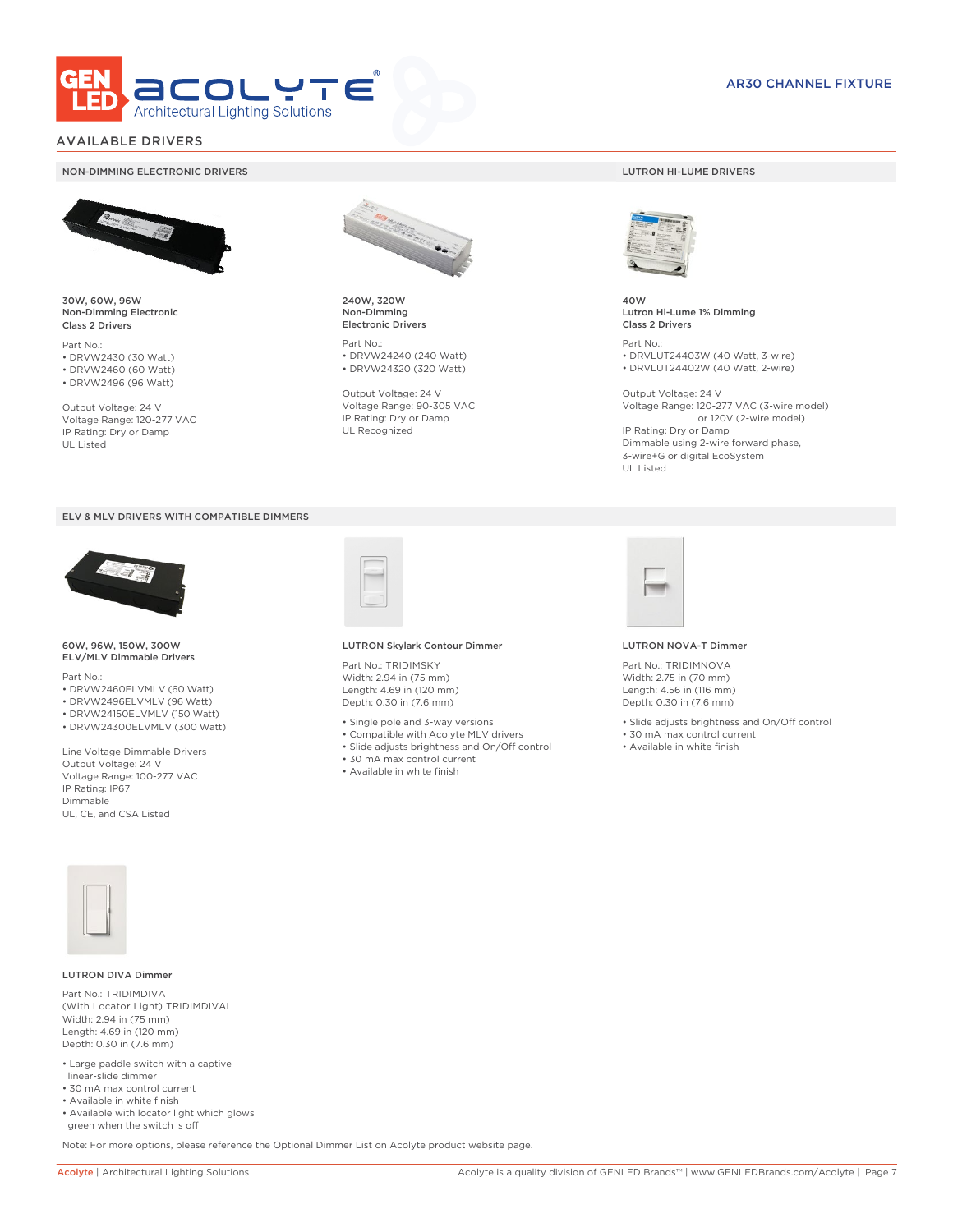## AVAILABLE DRIVERS

### NON-DIMMING ELECTRONIC DRIVERS

**30W, 60W, 96W**
**Non-Dimming Electronic**
**Class 2 Drivers**

Part No.:
- DRVW2430 (30 Watt)
- DRVW2460 (60 Watt)
- DRVW2496 (96 Watt)

Output Voltage: 24 V
Voltage Range: 120-277 VAC
IP Rating: Dry or Damp
UL Listed

**240W, 320W**
**Non-Dimming**
**Electronic Drivers**

Part No.:
- DRVW24240 (240 Watt)
- DRVW24320 (320 Watt)

Output Voltage: 24 V
Voltage Range: 90-305 VAC
IP Rating: Dry or Damp
UL Recognized

### LUTRON HI-LUME DRIVERS

**40W**
**Lutron Hi-Lume 1% Dimming**
**Class 2 Drivers**

Part No.:
- DRVLUT24403W (40 Watt, 3-wire)
- DRVLUT24402W (40 Watt, 2-wire)

Output Voltage: 24 V
Voltage Range: 120-277 VAC (3-wire model)
or 120V (2-wire model)
IP Rating: Dry or Damp
Dimmable using 2-wire forward phase,
3-wire+G or digital EcoSystem
UL Listed

### ELV & MLV DRIVERS WITH COMPATIBLE DIMMERS

**60W, 96W, 150W, 300W**
**ELV/MLV Dimmable Drivers**

Part No.:
- DRVW2460ELVMLV (60 Watt)
- DRVW2496ELVMLV (96 Watt)
- DRVW24150ELVMLV (150 Watt)
- DRVW24300ELVMLV (300 Watt)

Line Voltage Dimmable Drivers
Output Voltage: 24 V
Voltage Range: 100-277 VAC
IP Rating: IP67
Dimmable
UL, CE, and CSA Listed

**LUTRON Skylark Contour Dimmer**

Part No.: TRIDIMSKY
Width: 2.94 in (75 mm)
Length: 4.69 in (120 mm)
Depth: 0.30 in (7.6 mm)

- Single pole and 3-way versions
- Compatible with Acolyte MLV drivers
- Slide adjusts brightness and On/Off control
- 30 mA max control current
- Available in white finish

**LUTRON NOVA-T Dimmer**

Part No.: TRIDIMNOVA
Width: 2.75 in (70 mm)
Length: 4.56 in (116 mm)
Depth: 0.30 in (7.6 mm)

- Slide adjusts brightness and On/Off control
- 30 mA max control current
- Available in white finish

**LUTRON DIVA Dimmer**

Part No.: TRIDIMDIVA
(With Locator Light) TRIDIMDIVAL
Width: 2.94 in (75 mm)
Length: 4.69 in (120 mm)
Depth: 0.30 in (7.6 mm)

- Large paddle switch with a captive linear-slide dimmer
- 30 mA max control current
- Available in white finish
- Available with locator light which glows green when the switch is off

Note: For more options, please reference the Optional Dimmer List on Acolyte product website page.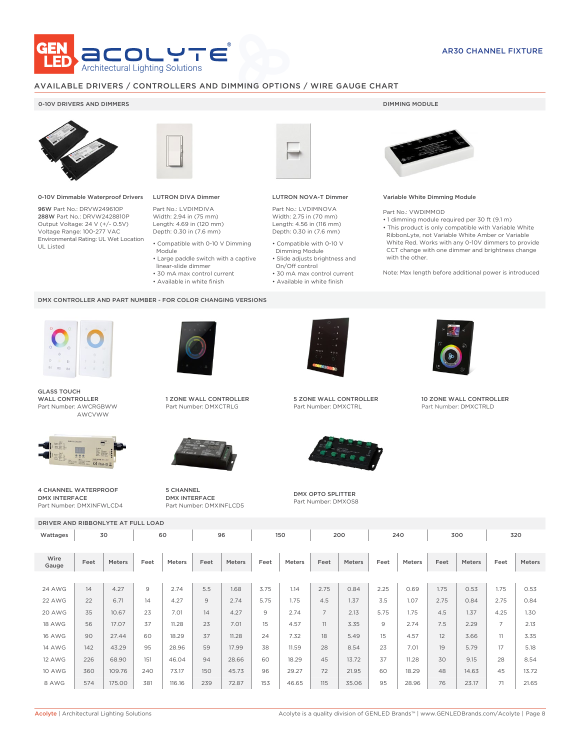AR30 CHANNEL FIXTURE

## AVAILABLE DRIVERS / CONTROLLERS AND DIMMING OPTIONS / WIRE GAUGE CHART

### 0-10V DRIVERS AND DIMMERS

**0-10V Dimmable Waterproof Drivers**

**96W** Part No.: DRVW249610P
**288W** Part No.: DRVW2428810P
Output Voltage: 24 V (+/- 0.5V)
Voltage Range: 100-277 VAC
Environmental Rating: UL Wet Location
UL Listed

**LUTRON DIVA Dimmer**

Part No.: LVDIMDIVA
Width: 2.94 in (75 mm)
Length: 4.69 in (120 mm)
Depth: 0.30 in (7.6 mm)

- Compatible with 0-10 V Dimming Module
- Large paddle switch with a captive linear-slide dimmer
- 30 mA max control current
- Available in white finish

**LUTRON NOVA-T Dimmer**

Part No.: LVDIMNOVA
Width: 2.75 in (70 mm)
Length: 4.56 in (116 mm)
Depth: 0.30 in (7.6 mm)

- Compatible with 0-10 V Dimming Module
- Slide adjusts brightness and On/Off control
- 30 mA max control current
- Available in white finish

### DIMMING MODULE

**Variable White Dimming Module**

Part No.: VWDIMMOD

- 1 dimming module required per 30 ft (9.1 m)
- This product is only compatible with Variable White RibbonLyte, not Variable White Amber or Variable White Red. Works with any 0-10V dimmers to provide CCT change with one dimmer and brightness change with the other.

Note: Max length before additional power is introduced

### DMX CONTROLLER AND PART NUMBER - FOR COLOR CHANGING VERSIONS

**GLASS TOUCH WALL CONTROLLER**
Part Number: AWCRGBWW
AWCVWW

**1 ZONE WALL CONTROLLER**
Part Number: DMXCTRLG

**5 ZONE WALL CONTROLLER**
Part Number: DMXCTRL

**10 ZONE WALL CONTROLLER**
Part Number: DMXCTRLD

**4 CHANNEL WATERPROOF DMX INTERFACE**
Part Number: DMXINFWLCD4

**5 CHANNEL DMX INTERFACE**
Part Number: DMXINFLCD5

**DMX OPTO SPLITTER**
Part Number: DMXOS8

### DRIVER AND RIBBONLYTE AT FULL LOAD

| Wattages | 30 | | 60 | | 96 | | 150 | | 200 | | 240 | | 300 | | 320 | |
|---|---|---|---|---|---|---|---|---|---|---|---|---|---|---|---|---|
| Wire Gauge | Feet | Meters | Feet | Meters | Feet | Meters | Feet | Meters | Feet | Meters | Feet | Meters | Feet | Meters | Feet | Meters |
| 24 AWG | 14 | 4.27 | 9 | 2.74 | 5.5 | 1.68 | 3.75 | 1.14 | 2.75 | 0.84 | 2.25 | 0.69 | 1.75 | 0.53 | 1.75 | 0.53 |
| 22 AWG | 22 | 6.71 | 14 | 4.27 | 9 | 2.74 | 5.75 | 1.75 | 4.5 | 1.37 | 3.5 | 1.07 | 2.75 | 0.84 | 2.75 | 0.84 |
| 20 AWG | 35 | 10.67 | 23 | 7.01 | 14 | 4.27 | 9 | 2.74 | 7 | 2.13 | 5.75 | 1.75 | 4.5 | 1.37 | 4.25 | 1.30 |
| 18 AWG | 56 | 17.07 | 37 | 11.28 | 23 | 7.01 | 15 | 4.57 | 11 | 3.35 | 9 | 2.74 | 7.5 | 2.29 | 7 | 2.13 |
| 16 AWG | 90 | 27.44 | 60 | 18.29 | 37 | 11.28 | 24 | 7.32 | 18 | 5.49 | 15 | 4.57 | 12 | 3.66 | 11 | 3.35 |
| 14 AWG | 142 | 43.29 | 95 | 28.96 | 59 | 17.99 | 38 | 11.59 | 28 | 8.54 | 23 | 7.01 | 19 | 5.79 | 17 | 5.18 |
| 12 AWG | 226 | 68.90 | 151 | 46.04 | 94 | 28.66 | 60 | 18.29 | 45 | 13.72 | 37 | 11.28 | 30 | 9.15 | 28 | 8.54 |
| 10 AWG | 360 | 109.76 | 240 | 73.17 | 150 | 45.73 | 96 | 29.27 | 72 | 21.95 | 60 | 18.29 | 48 | 14.63 | 45 | 13.72 |
| 8 AWG | 574 | 175.00 | 381 | 116.16 | 239 | 72.87 | 153 | 46.65 | 115 | 35.06 | 95 | 28.96 | 76 | 23.17 | 71 | 21.65 |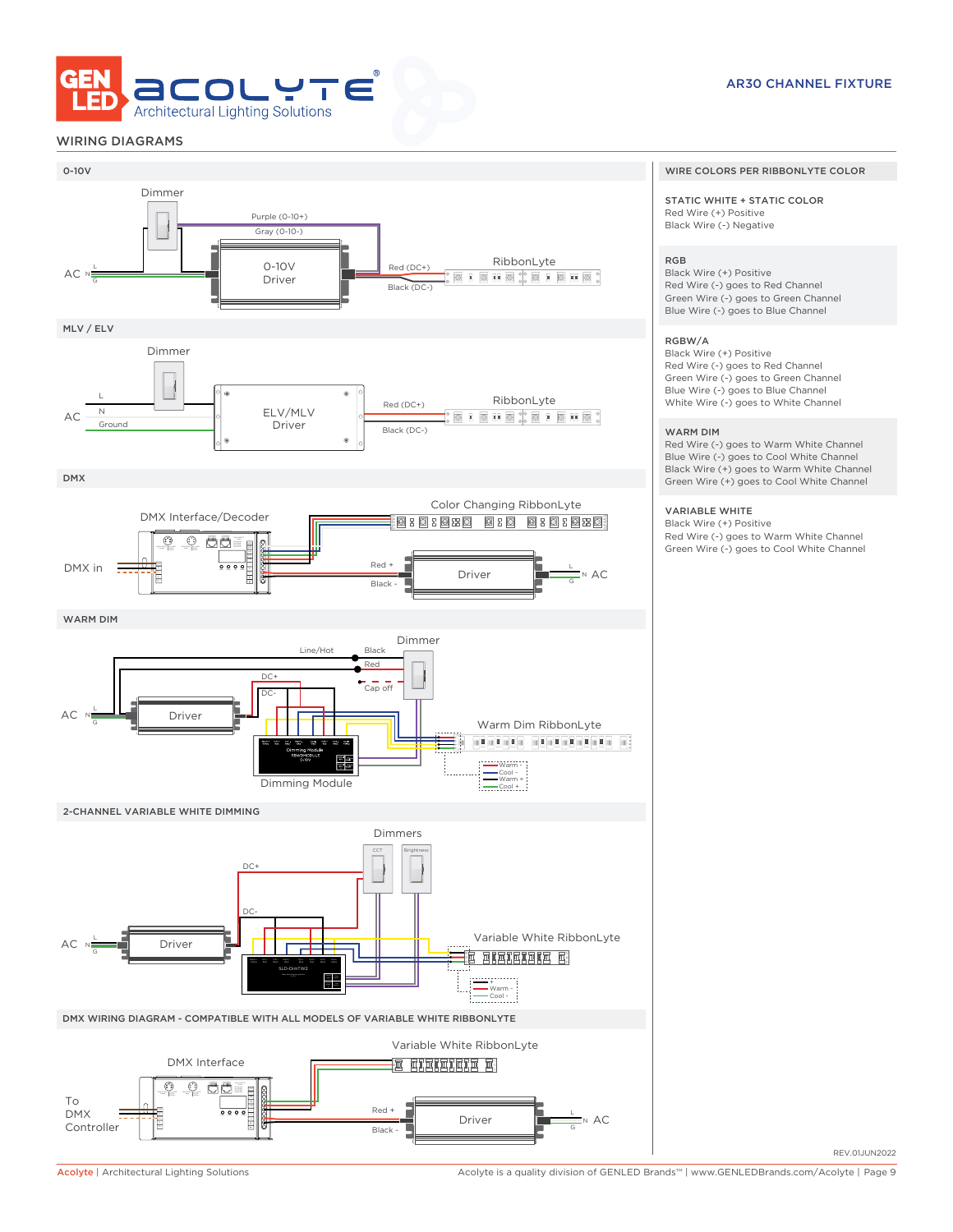GEN LED acolyte Architectural Lighting Solutions

AR30 CHANNEL FIXTURE

## WIRING DIAGRAMS

### 0-10V

Dimmer

Purple (0-10+)

Gray (0-10-)

AC L N G

0-10V Driver

Red (DC+)

Black (DC-)

RibbonLyte

### MLV / ELV

Dimmer

AC L N Ground

ELV/MLV Driver

Red (DC+)

Black (DC-)

RibbonLyte

### DMX

DMX Interface/Decoder

Color Changing RibbonLyte

DMX in

Red +

Black -

Driver

L N AC G

### WARM DIM

Dimmer

Line/Hot

Black

Red

Cap off

DC+

DC-

AC L N G

Driver

Warm Dim RibbonLyte

Dimming Module

Warm -
Cool -
Warm +
Cool +

### 2-CHANNEL VARIABLE WHITE DIMMING

Dimmers

CCT

Brightness

DC+

DC-

AC L N G

Driver

Variable White RibbonLyte

Warm -
Cool -

### DMX WIRING DIAGRAM - COMPATIBLE WITH ALL MODELS OF VARIABLE WHITE RIBBONLYTE

Variable White RibbonLyte

DMX Interface

To DMX Controller

Red +

Black -

Driver

L N AC G

## WIRE COLORS PER RIBBONLYTE COLOR

**STATIC WHITE + STATIC COLOR**
Red Wire (+) Positive
Black Wire (-) Negative

**RGB**
Black Wire (+) Positive
Red Wire (-) goes to Red Channel
Green Wire (-) goes to Green Channel
Blue Wire (-) goes to Blue Channel

**RGBW/A**
Black Wire (+) Positive
Red Wire (-) goes to Red Channel
Green Wire (-) goes to Green Channel
Blue Wire (-) goes to Blue Channel
White Wire (-) goes to White Channel

**WARM DIM**
Red Wire (-) goes to Warm White Channel
Blue Wire (-) goes to Cool White Channel
Black Wire (+) goes to Warm White Channel
Green Wire (+) goes to Cool White Channel

**VARIABLE WHITE**
Black Wire (+) Positive
Red Wire (-) goes to Warm White Channel
Green Wire (-) goes to Cool White Channel

REV.01JUN2022

Acolyte | Architectural Lighting Solutions — Acolyte is a quality division of GENLED Brands™ | www.GENLEDBrands.com/Acolyte